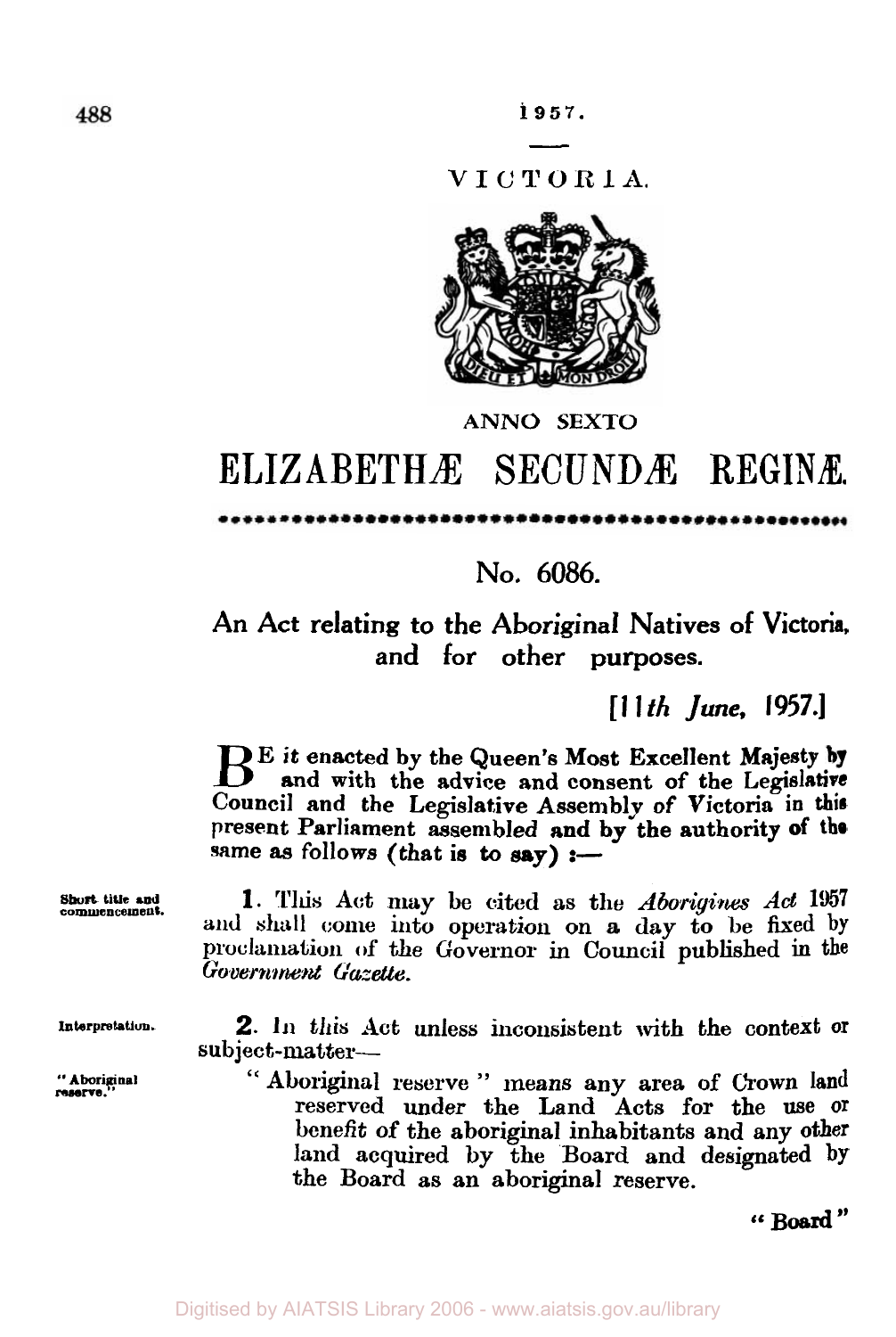1957.

VICTORIA.

ANNO SEXTO

# ELIZABETHÆ SECUNDÆ REGINÆ.

## No. 6086.

## An Act relating to the Aboriginal Natives of Victoria, and for other purposes.

*[11th June, 1957.]*

BE it enacted by the Queen's Most Excellent Majesty by and with the advice and consent of the Legislative Council and the Legislative Assembly of Victoria in this present Parliament assembled and by the authority of the same as follows (that is to say):—

Short title and commencement.

**1.** This Act may be cited as the *Aborigines Act* 1957 and shall come into operation on a day to be fixed by proclamation of the Governor in Council published in the *Government Gazette*.

Interpretation.

**2.** In this Act unless inconsistent with the context or subject-matter—

"Aboriginal reserve."

"Aboriginal reserve" means any area of Crown land reserved under the Land Acts for the use or benefit of the aboriginal inhabitants and any other land acquired by the Board and designated by the Board as an aboriginal reserve.

"Board"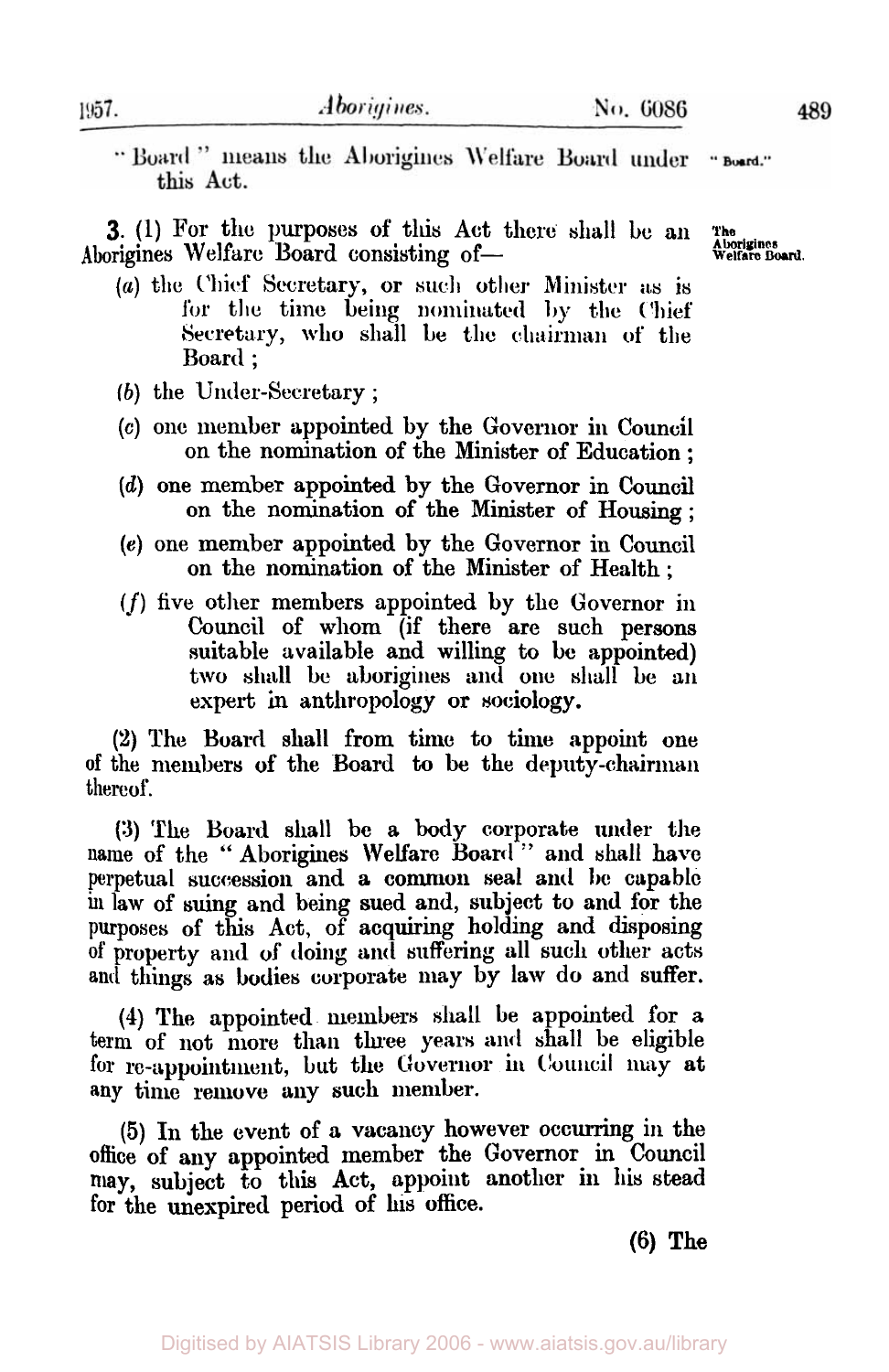"Board" means the Aborigines Welfare Board under this Act.

**The Aborigines Welfare Board.**

**3.** (1) For the purposes of this Act there shall be an Aborigines Welfare Board consisting of—

(*a*) the Chief Secretary, or such other Minister as is for the time being nominated by the Chief Secretary, who shall be the chairman of the Board;

(*b*) the Under-Secretary;

(*c*) one member appointed by the Governor in Council on the nomination of the Minister of Education;

(*d*) one member appointed by the Governor in Council on the nomination of the Minister of Housing;

(*e*) one member appointed by the Governor in Council on the nomination of the Minister of Health;

(*f*) five other members appointed by the Governor in Council of whom (if there are such persons suitable available and willing to be appointed) two shall be aborigines and one shall be an expert in anthropology or sociology.

(2) The Board shall from time to time appoint one of the members of the Board to be the deputy-chairman thereof.

(3) The Board shall be a body corporate under the name of the "Aborigines Welfare Board" and shall have perpetual succession and a common seal and be capable in law of suing and being sued and, subject to and for the purposes of this Act, of acquiring holding and disposing of property and of doing and suffering all such other acts and things as bodies corporate may by law do and suffer.

(4) The appointed members shall be appointed for a term of not more than three years and shall be eligible for re-appointment, but the Governor in Council may at any time remove any such member.

(5) In the event of a vacancy however occurring in the office of any appointed member the Governor in Council may, subject to this Act, appoint another in his stead for the unexpired period of his office.

(6) The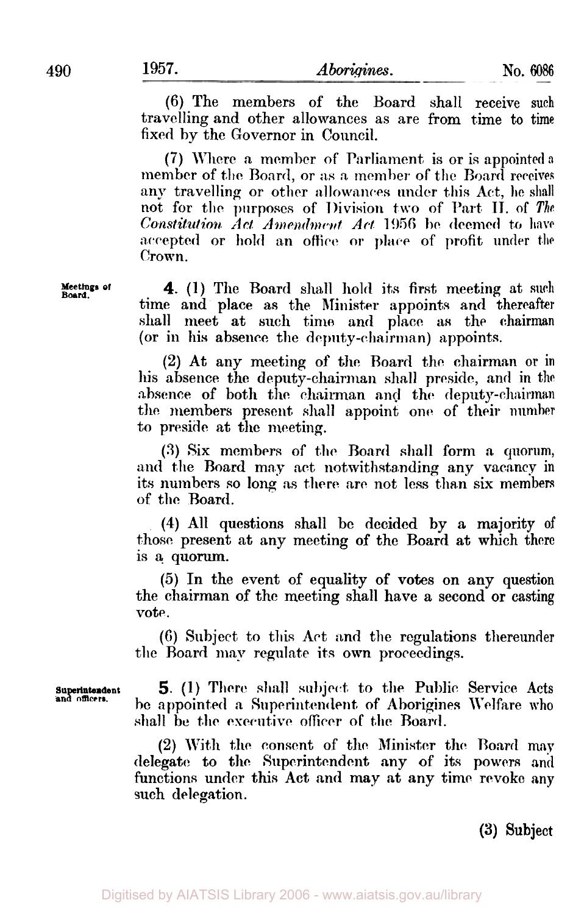(6) The members of the Board shall receive such travelling and other allowances as are from time to time fixed by the Governor in Council.

(7) Where a member of Parliament is or is appointed a member of the Board, or as a member of the Board receives any travelling or other allowances under this Act, he shall not for the purposes of Division two of Part II. of *The Constitution Act Amendment Act* 1956 be deemed to have accepted or hold an office or place of profit under the Crown.

**Meetings of Board.**

**4.** (1) The Board shall hold its first meeting at such time and place as the Minister appoints and thereafter shall meet at such time and place as the chairman (or in his absence the deputy-chairman) appoints.

(2) At any meeting of the Board the chairman or in his absence the deputy-chairman shall preside, and in the absence of both the chairman and the deputy-chairman the members present shall appoint one of their number to preside at the meeting.

(3) Six members of the Board shall form a quorum, and the Board may act notwithstanding any vacancy in its numbers so long as there are not less than six members of the Board.

(4) All questions shall be decided by a majority of those present at any meeting of the Board at which there is a quorum.

(5) In the event of equality of votes on any question the chairman of the meeting shall have a second or casting vote.

(6) Subject to this Act and the regulations thereunder the Board may regulate its own proceedings.

**Superintendent and officers.**

**5.** (1) There shall subject to the Public Service Acts be appointed a Superintendent of Aborigines Welfare who shall be the executive officer of the Board.

(2) With the consent of the Minister the Board may delegate to the Superintendent any of its powers and functions under this Act and may at any time revoke any such delegation.

(3) Subject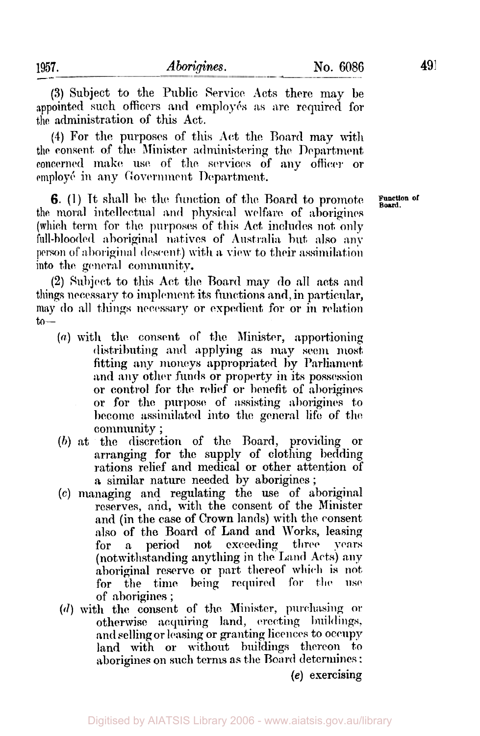(3) Subject to the Public Service Acts there may be appointed such officers and employés as are required for the administration of this Act.

(4) For the purposes of this Act the Board may with the consent of the Minister administering the Department concerned make use of the services of any officer or employé in any Government Department.

**Function of Board.**

**6.** (1) It shall be the function of the Board to promote the moral intellectual and physical welfare of aborigines (which term for the purposes of this Act includes not only full-blooded aboriginal natives of Australia but also any person of aboriginal descent) with a view to their assimilation into the general community.

(2) Subject to this Act the Board may do all acts and things necessary to implement its functions and, in particular, may do all things necessary or expedient for or in relation to—

- (*a*) with the consent of the Minister, apportioning distributing and applying as may seem most fitting any moneys appropriated by Parliament and any other funds or property in its possession or control for the relief or benefit of aborigines or for the purpose of assisting aborigines to become assimilated into the general life of the community;
- (*b*) at the discretion of the Board, providing or arranging for the supply of clothing bedding rations relief and medical or other attention of a similar nature needed by aborigines;
- (*c*) managing and regulating the use of aboriginal reserves, and, with the consent of the Minister and (in the case of Crown lands) with the consent also of the Board of Land and Works, leasing for a period not exceeding three years (notwithstanding anything in the Land Acts) any aboriginal reserve or part thereof which is not for the time being required for the use of aborigines;
- (*d*) with the consent of the Minister, purchasing or otherwise acquiring land, erecting buildings, and selling or leasing or granting licences to occupy land with or without buildings thereon to aborigines on such terms as the Board determines:

(*e*) exercising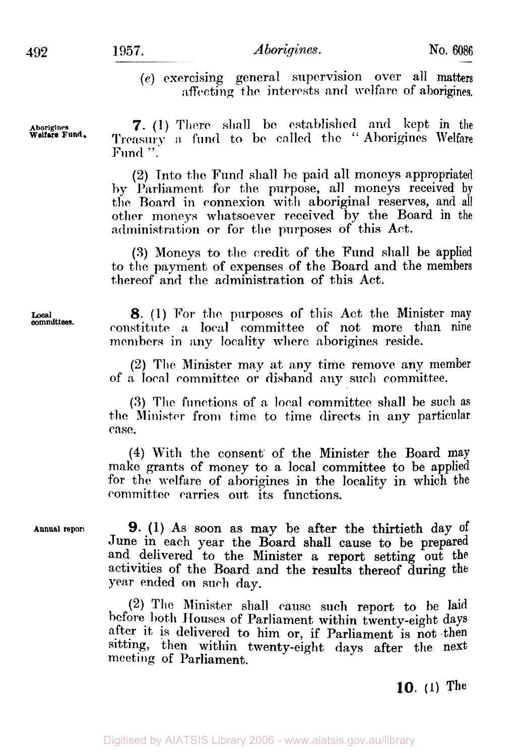(e) exercising general supervision over all matters affecting the interests and welfare of aborigines.

Aborigines Welfare Fund.

**7.** (1) There shall be established and kept in the Treasury a fund to be called the "Aborigines Welfare Fund".

(2) Into the Fund shall be paid all moneys appropriated by Parliament for the purpose, all moneys received by the Board in connexion with aboriginal reserves, and all other moneys whatsoever received by the Board in the administration or for the purposes of this Act.

(3) Moneys to the credit of the Fund shall be applied to the payment of expenses of the Board and the members thereof and the administration of this Act.

Local committees.

**8.** (1) For the purposes of this Act the Minister may constitute a local committee of not more than nine members in any locality where aborigines reside.

(2) The Minister may at any time remove any member of a local committee or disband any such committee.

(3) The functions of a local committee shall be such as the Minister from time to time directs in any particular case.

(4) With the consent of the Minister the Board may make grants of money to a local committee to be applied for the welfare of aborigines in the locality in which the committee carries out its functions.

Annual report.

**9.** (1) As soon as may be after the thirtieth day of June in each year the Board shall cause to be prepared and delivered to the Minister a report setting out the activities of the Board and the results thereof during the year ended on such day.

(2) The Minister shall cause such report to be laid before both Houses of Parliament within twenty-eight days after it is delivered to him or, if Parliament is not then sitting, then within twenty-eight days after the next meeting of Parliament.

**10.** (1) The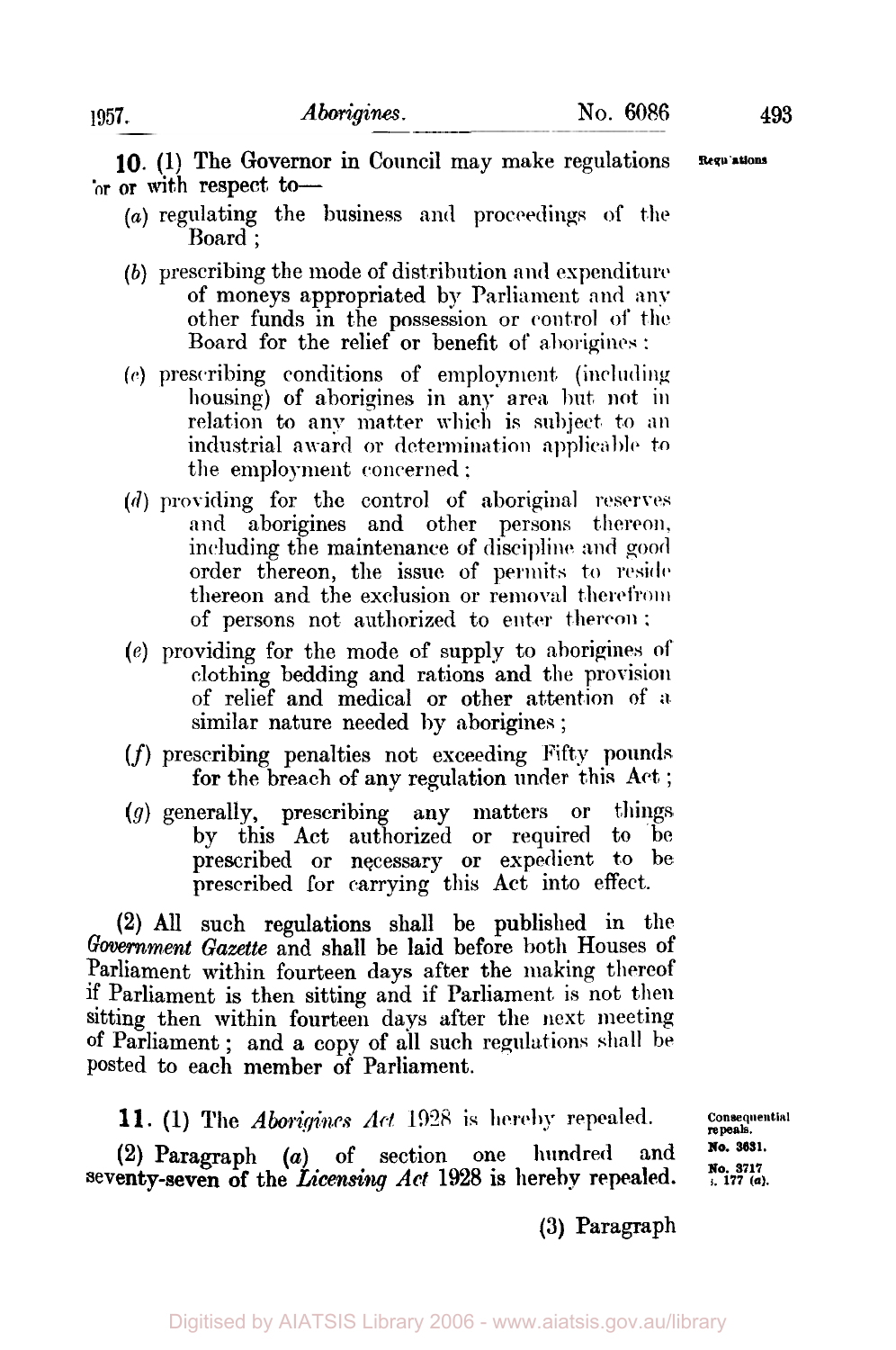**10.** (1) The Governor in Council may make regulations for or with respect to—

Regulations

(*a*) regulating the business and proceedings of the Board;

(*b*) prescribing the mode of distribution and expenditure of moneys appropriated by Parliament and any other funds in the possession or control of the Board for the relief or benefit of aborigines;

(*c*) prescribing conditions of employment (including housing) of aborigines in any area but not in relation to any matter which is subject to an industrial award or determination applicable to the employment concerned;

(*d*) providing for the control of aboriginal reserves and aborigines and other persons thereon, including the maintenance of discipline and good order thereon, the issue of permits to reside thereon and the exclusion or removal therefrom of persons not authorized to enter thereon;

(*e*) providing for the mode of supply to aborigines of clothing bedding and rations and the provision of relief and medical or other attention of a similar nature needed by aborigines;

(*f*) prescribing penalties not exceeding Fifty pounds for the breach of any regulation under this Act;

(*g*) generally, prescribing any matters or things by this Act authorized or required to be prescribed or necessary or expedient to be prescribed for carrying this Act into effect.

(2) All such regulations shall be published in the *Government Gazette* and shall be laid before both Houses of Parliament within fourteen days after the making thereof if Parliament is then sitting and if Parliament is not then sitting then within fourteen days after the next meeting of Parliament; and a copy of all such regulations shall be posted to each member of Parliament.

**11.** (1) The *Aborigines Act* 1928 is hereby repealed.

Consequential repeals.
No. 3631.

(2) Paragraph (*a*) of section one hundred and seventy-seven of the *Licensing Act* 1928 is hereby repealed.

No. 3717 s. 177 (a).

(3) Paragraph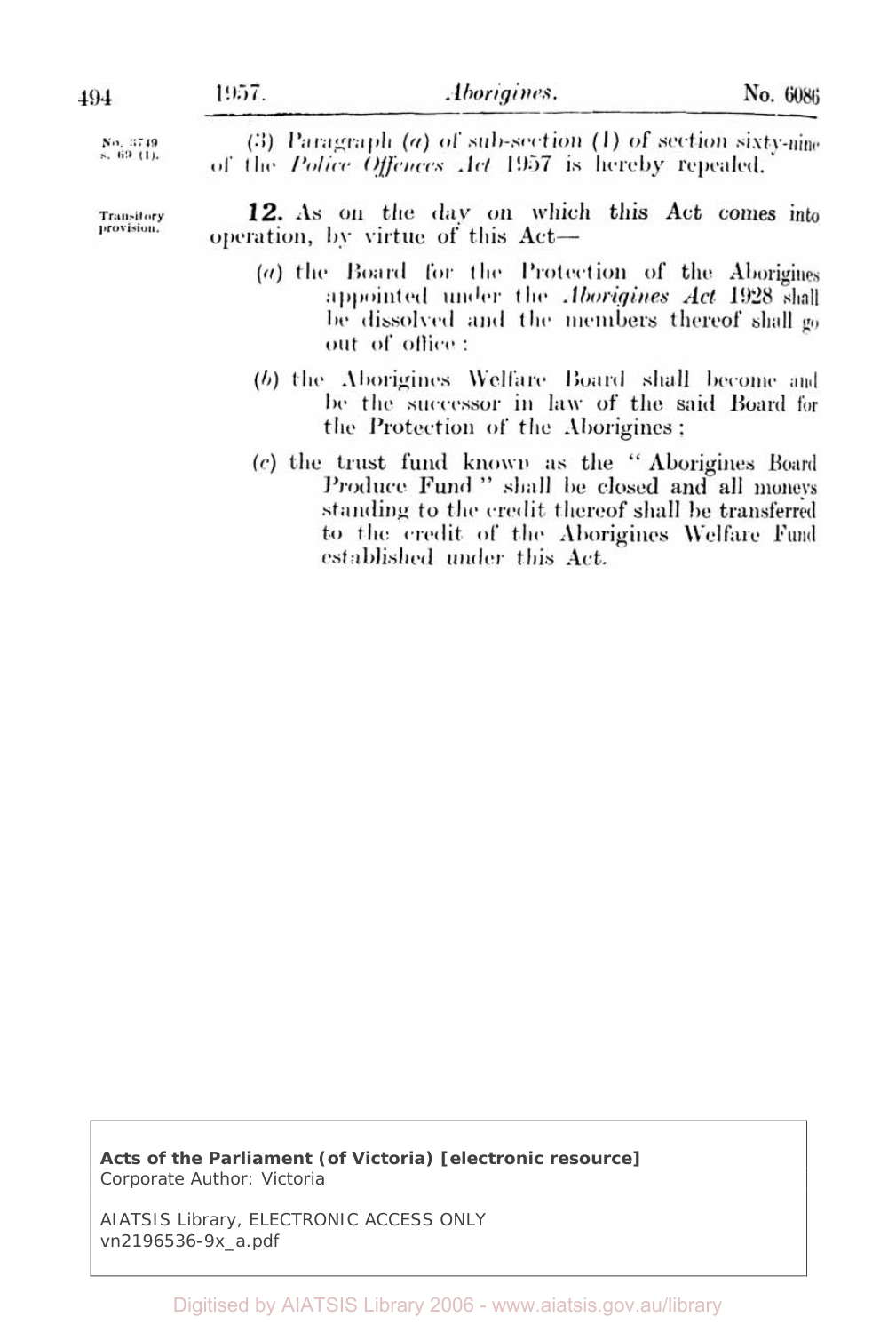No. 3749 s. 69 (1).

(3) Paragraph (*a*) of sub-section (1) of section sixty-nine of the *Police Offences Act* 1957 is hereby repealed.

Transitory provision.

**12.** As on the day on which this Act comes into operation, by virtue of this Act—

(*a*) the Board for the Protection of the Aborigines appointed under the *Aborigines Act* 1928 shall be dissolved and the members thereof shall go out of office :

(*b*) the Aborigines Welfare Board shall become and be the successor in law of the said Board for the Protection of the Aborigines ;

(*c*) the trust fund known as the "Aborigines Board Produce Fund" shall be closed and all moneys standing to the credit thereof shall be transferred to the credit of the Aborigines Welfare Fund established under this Act.

**Acts of the Parliament (of Victoria) [electronic resource]**
Corporate Author: Victoria

AIATSIS Library, ELECTRONIC ACCESS ONLY
vn2196536-9x_a.pdf

Digitised by AIATSIS Library 2006 - www.aiatsis.gov.au/library